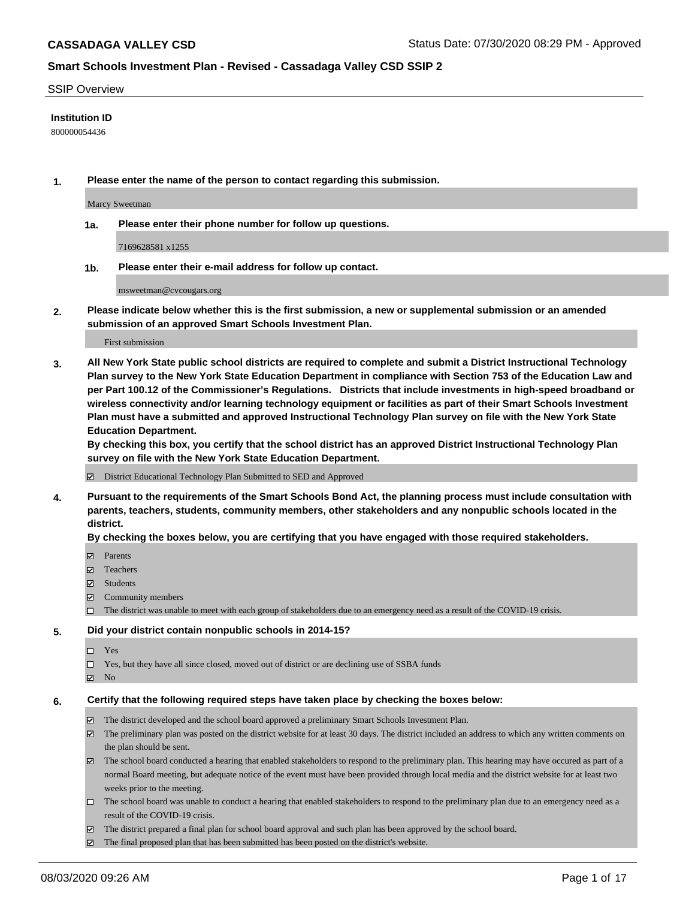## SSIP Overview

**Institution ID**

800000054436

**1. Please enter the name of the person to contact regarding this submission.**

Marcy Sweetman

**1a. Please enter their phone number for follow up questions.**

7169628581 x1255

**1b. Please enter their e-mail address for follow up contact.**

msweetman@cvcougars.org

**2. Please indicate below whether this is the first submission, a new or supplemental submission or an amended submission of an approved Smart Schools Investment Plan.**

First submission

**3. All New York State public school districts are required to complete and submit a District Instructional Technology Plan survey to the New York State Education Department in compliance with Section 753 of the Education Law and per Part 100.12 of the Commissioner's Regulations. Districts that include investments in high-speed broadband or wireless connectivity and/or learning technology equipment or facilities as part of their Smart Schools Investment Plan must have a submitted and approved Instructional Technology Plan survey on file with the New York State Education Department.**

**By checking this box, you certify that the school district has an approved District Instructional Technology Plan survey on file with the New York State Education Department.**

- [x] District Educational Technology Plan Submitted to SED and Approved

**4. Pursuant to the requirements of the Smart Schools Bond Act, the planning process must include consultation with parents, teachers, students, community members, other stakeholders and any nonpublic schools located in the district.**

**By checking the boxes below, you are certifying that you have engaged with those required stakeholders.**

- [x] Parents
- [x] Teachers
- [x] Students
- [x] Community members
- [ ] The district was unable to meet with each group of stakeholders due to an emergency need as a result of the COVID-19 crisis.

**5. Did your district contain nonpublic schools in 2014-15?**

- [ ] Yes
- [ ] Yes, but they have all since closed, moved out of district or are declining use of SSBA funds
- [x] No

**6. Certify that the following required steps have taken place by checking the boxes below:**

- [x] The district developed and the school board approved a preliminary Smart Schools Investment Plan.
- [x] The preliminary plan was posted on the district website for at least 30 days. The district included an address to which any written comments on the plan should be sent.
- [x] The school board conducted a hearing that enabled stakeholders to respond to the preliminary plan. This hearing may have occured as part of a normal Board meeting, but adequate notice of the event must have been provided through local media and the district website for at least two weeks prior to the meeting.
- [ ] The school board was unable to conduct a hearing that enabled stakeholders to respond to the preliminary plan due to an emergency need as a result of the COVID-19 crisis.
- [x] The district prepared a final plan for school board approval and such plan has been approved by the school board.
- [x] The final proposed plan that has been submitted has been posted on the district's website.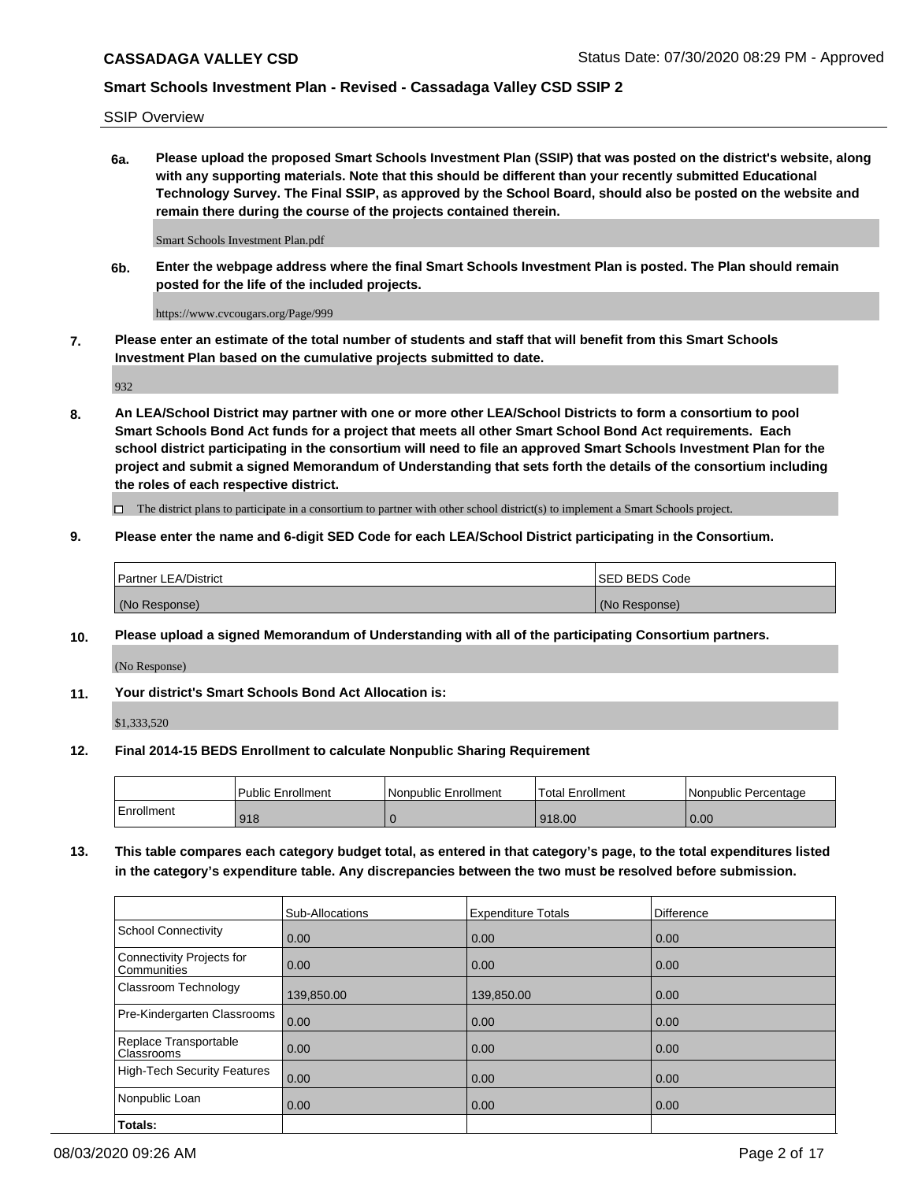SSIP Overview

**6a. Please upload the proposed Smart Schools Investment Plan (SSIP) that was posted on the district's website, along with any supporting materials. Note that this should be different than your recently submitted Educational Technology Survey. The Final SSIP, as approved by the School Board, should also be posted on the website and remain there during the course of the projects contained therein.**

Smart Schools Investment Plan.pdf

**6b. Enter the webpage address where the final Smart Schools Investment Plan is posted. The Plan should remain posted for the life of the included projects.**

https://www.cvcougars.org/Page/999

**7. Please enter an estimate of the total number of students and staff that will benefit from this Smart Schools Investment Plan based on the cumulative projects submitted to date.**

932

**8. An LEA/School District may partner with one or more other LEA/School Districts to form a consortium to pool Smart Schools Bond Act funds for a project that meets all other Smart School Bond Act requirements. Each school district participating in the consortium will need to file an approved Smart Schools Investment Plan for the project and submit a signed Memorandum of Understanding that sets forth the details of the consortium including the roles of each respective district.**

☐ The district plans to participate in a consortium to partner with other school district(s) to implement a Smart Schools project.

**9. Please enter the name and 6-digit SED Code for each LEA/School District participating in the Consortium.**

| Partner LEA/District | SED BEDS Code |
|---|---|
| (No Response) | (No Response) |

**10. Please upload a signed Memorandum of Understanding with all of the participating Consortium partners.**

(No Response)

**11. Your district's Smart Schools Bond Act Allocation is:**

$1,333,520

**12. Final 2014-15 BEDS Enrollment to calculate Nonpublic Sharing Requirement**

| | Public Enrollment | Nonpublic Enrollment | Total Enrollment | Nonpublic Percentage |
|---|---|---|---|---|
| Enrollment | 918 | 0 | 918.00 | 0.00 |

**13. This table compares each category budget total, as entered in that category's page, to the total expenditures listed in the category's expenditure table. Any discrepancies between the two must be resolved before submission.**

| | Sub-Allocations | Expenditure Totals | Difference |
|---|---|---|---|
| School Connectivity | 0.00 | 0.00 | 0.00 |
| Connectivity Projects for Communities | 0.00 | 0.00 | 0.00 |
| Classroom Technology | 139,850.00 | 139,850.00 | 0.00 |
| Pre-Kindergarten Classrooms | 0.00 | 0.00 | 0.00 |
| Replace Transportable Classrooms | 0.00 | 0.00 | 0.00 |
| High-Tech Security Features | 0.00 | 0.00 | 0.00 |
| Nonpublic Loan | 0.00 | 0.00 | 0.00 |
| **Totals:** | | | |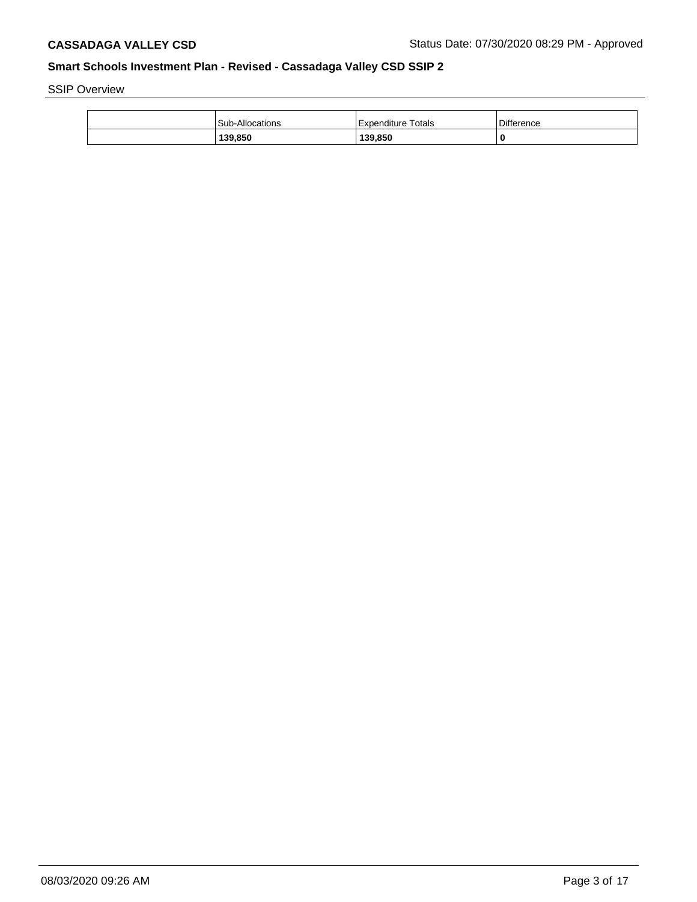SSIP Overview

| | Sub-Allocations | Expenditure Totals | Difference |
|---|---|---|---|
| | **139,850** | **139,850** | **0** |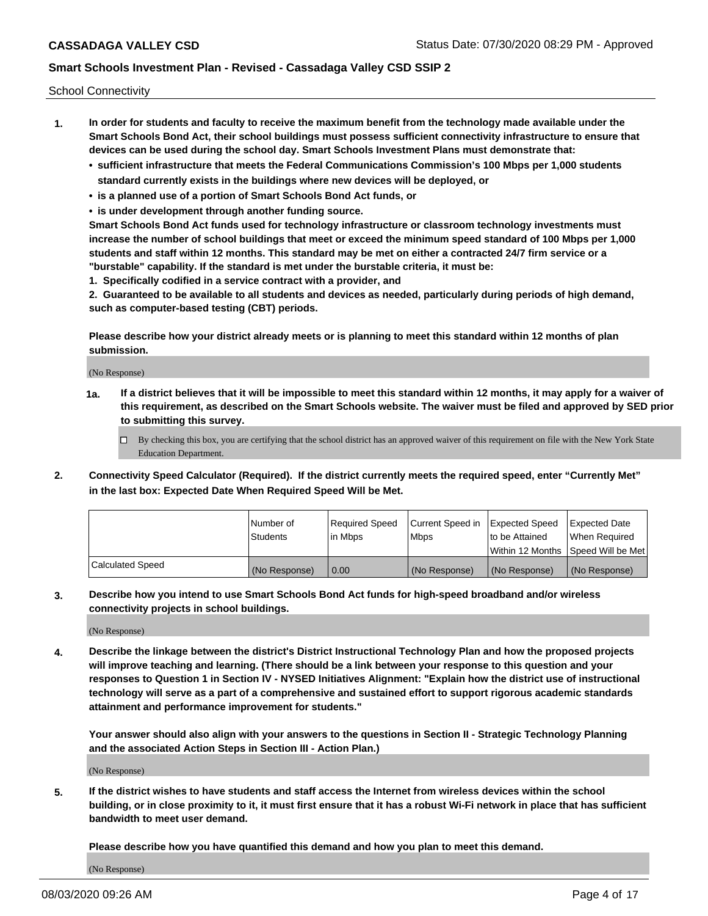School Connectivity

1. **In order for students and faculty to receive the maximum benefit from the technology made available under the Smart Schools Bond Act, their school buildings must possess sufficient connectivity infrastructure to ensure that devices can be used during the school day. Smart Schools Investment Plans must demonstrate that:**
   - **sufficient infrastructure that meets the Federal Communications Commission's 100 Mbps per 1,000 students standard currently exists in the buildings where new devices will be deployed, or**
   - **is a planned use of a portion of Smart Schools Bond Act funds, or**
   - **is under development through another funding source.**

   **Smart Schools Bond Act funds used for technology infrastructure or classroom technology investments must increase the number of school buildings that meet or exceed the minimum speed standard of 100 Mbps per 1,000 students and staff within 12 months. This standard may be met on either a contracted 24/7 firm service or a "burstable" capability. If the standard is met under the burstable criteria, it must be:**

   **1. Specifically codified in a service contract with a provider, and**

   **2. Guaranteed to be available to all students and devices as needed, particularly during periods of high demand, such as computer-based testing (CBT) periods.**

   **Please describe how your district already meets or is planning to meet this standard within 12 months of plan submission.**

   (No Response)

   **1a. If a district believes that it will be impossible to meet this standard within 12 months, it may apply for a waiver of this requirement, as described on the Smart Schools website. The waiver must be filed and approved by SED prior to submitting this survey.**

   ☐ By checking this box, you are certifying that the school district has an approved waiver of this requirement on file with the New York State Education Department.

2. **Connectivity Speed Calculator (Required). If the district currently meets the required speed, enter "Currently Met" in the last box: Expected Date When Required Speed Will be Met.**

| | Number of Students | Required Speed in Mbps | Current Speed in Mbps | Expected Speed to be Attained Within 12 Months | Expected Date When Required Speed Will be Met |
|---|---|---|---|---|---|
| Calculated Speed | (No Response) | 0.00 | (No Response) | (No Response) | (No Response) |

3. **Describe how you intend to use Smart Schools Bond Act funds for high-speed broadband and/or wireless connectivity projects in school buildings.**

   (No Response)

4. **Describe the linkage between the district's District Instructional Technology Plan and how the proposed projects will improve teaching and learning. (There should be a link between your response to this question and your responses to Question 1 in Section IV - NYSED Initiatives Alignment: "Explain how the district use of instructional technology will serve as a part of a comprehensive and sustained effort to support rigorous academic standards attainment and performance improvement for students."**

   **Your answer should also align with your answers to the questions in Section II - Strategic Technology Planning and the associated Action Steps in Section III - Action Plan.)**

   (No Response)

5. **If the district wishes to have students and staff access the Internet from wireless devices within the school building, or in close proximity to it, it must first ensure that it has a robust Wi-Fi network in place that has sufficient bandwidth to meet user demand.**

   **Please describe how you have quantified this demand and how you plan to meet this demand.**

   (No Response)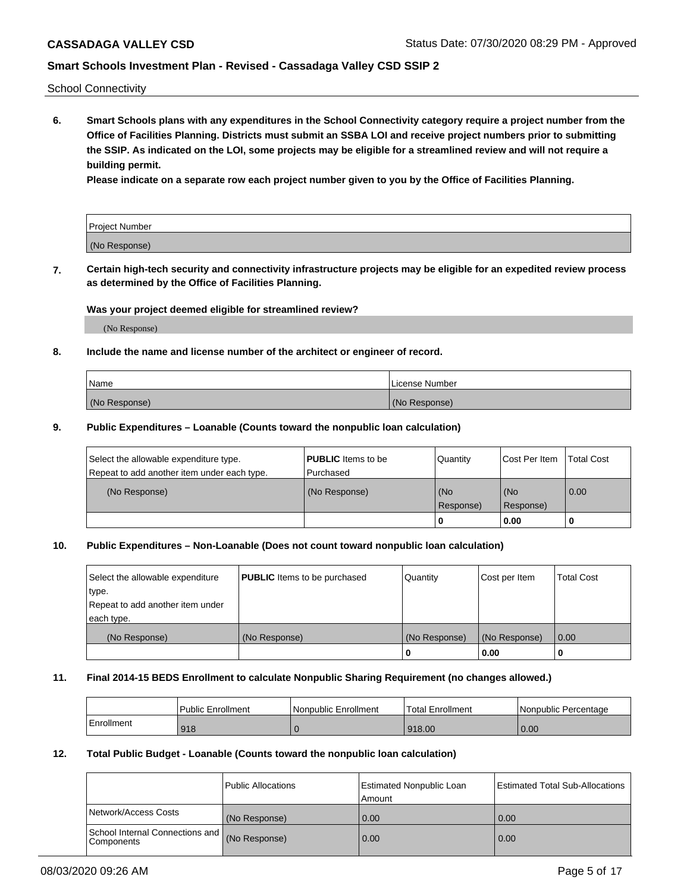School Connectivity

**6. Smart Schools plans with any expenditures in the School Connectivity category require a project number from the Office of Facilities Planning. Districts must submit an SSBA LOI and receive project numbers prior to submitting the SSIP. As indicated on the LOI, some projects may be eligible for a streamlined review and will not require a building permit.**

**Please indicate on a separate row each project number given to you by the Office of Facilities Planning.**

| Project Number |
| --- |
| (No Response) |

**7. Certain high-tech security and connectivity infrastructure projects may be eligible for an expedited review process as determined by the Office of Facilities Planning.**

**Was your project deemed eligible for streamlined review?**

(No Response)

**8. Include the name and license number of the architect or engineer of record.**

| Name | License Number |
| --- | --- |
| (No Response) | (No Response) |

**9. Public Expenditures – Loanable (Counts toward the nonpublic loan calculation)**

| Select the allowable expenditure type. Repeat to add another item under each type. | **PUBLIC** Items to be Purchased | Quantity | Cost Per Item | Total Cost |
| --- | --- | --- | --- | --- |
| (No Response) | (No Response) | (No Response) | (No Response) | 0.00 |
| | | 0 | 0.00 | 0 |

**10. Public Expenditures – Non-Loanable (Does not count toward nonpublic loan calculation)**

| Select the allowable expenditure type. Repeat to add another item under each type. | **PUBLIC** Items to be purchased | Quantity | Cost per Item | Total Cost |
| --- | --- | --- | --- | --- |
| (No Response) | (No Response) | (No Response) | (No Response) | 0.00 |
| | | 0 | 0.00 | 0 |

**11. Final 2014-15 BEDS Enrollment to calculate Nonpublic Sharing Requirement (no changes allowed.)**

| | Public Enrollment | Nonpublic Enrollment | Total Enrollment | Nonpublic Percentage |
| --- | --- | --- | --- | --- |
| Enrollment | 918 | 0 | 918.00 | 0.00 |

**12. Total Public Budget - Loanable (Counts toward the nonpublic loan calculation)**

| | Public Allocations | Estimated Nonpublic Loan Amount | Estimated Total Sub-Allocations |
| --- | --- | --- | --- |
| Network/Access Costs | (No Response) | 0.00 | 0.00 |
| School Internal Connections and Components | (No Response) | 0.00 | 0.00 |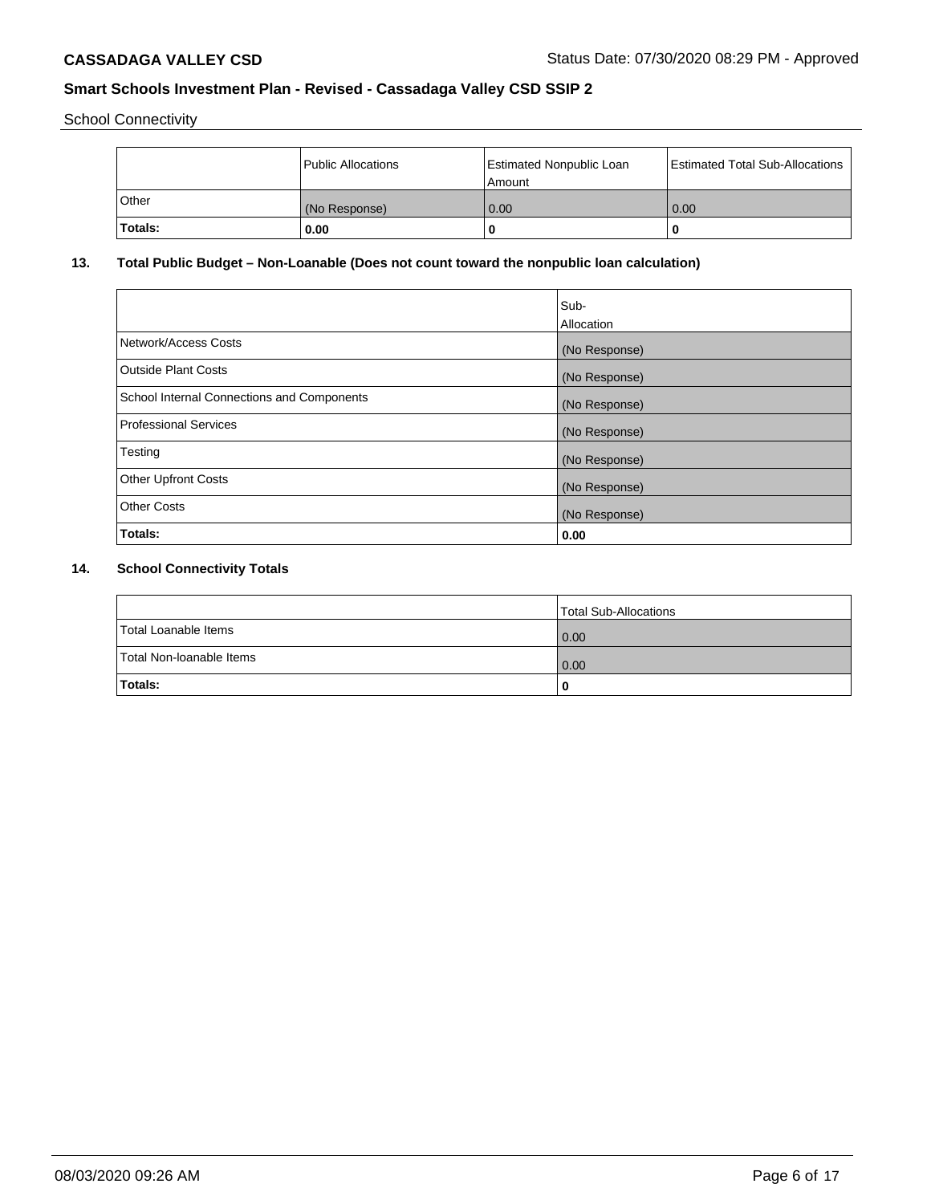School Connectivity

| | Public Allocations | Estimated Nonpublic Loan Amount | Estimated Total Sub-Allocations |
|---|---|---|---|
| Other | (No Response) | 0.00 | 0.00 |
| **Totals:** | **0.00** | **0** | **0** |

## 13. Total Public Budget – Non-Loanable (Does not count toward the nonpublic loan calculation)

| | Sub-Allocation |
|---|---|
| Network/Access Costs | (No Response) |
| Outside Plant Costs | (No Response) |
| School Internal Connections and Components | (No Response) |
| Professional Services | (No Response) |
| Testing | (No Response) |
| Other Upfront Costs | (No Response) |
| Other Costs | (No Response) |
| **Totals:** | **0.00** |

## 14. School Connectivity Totals

| | Total Sub-Allocations |
|---|---|
| Total Loanable Items | 0.00 |
| Total Non-loanable Items | 0.00 |
| **Totals:** | **0** |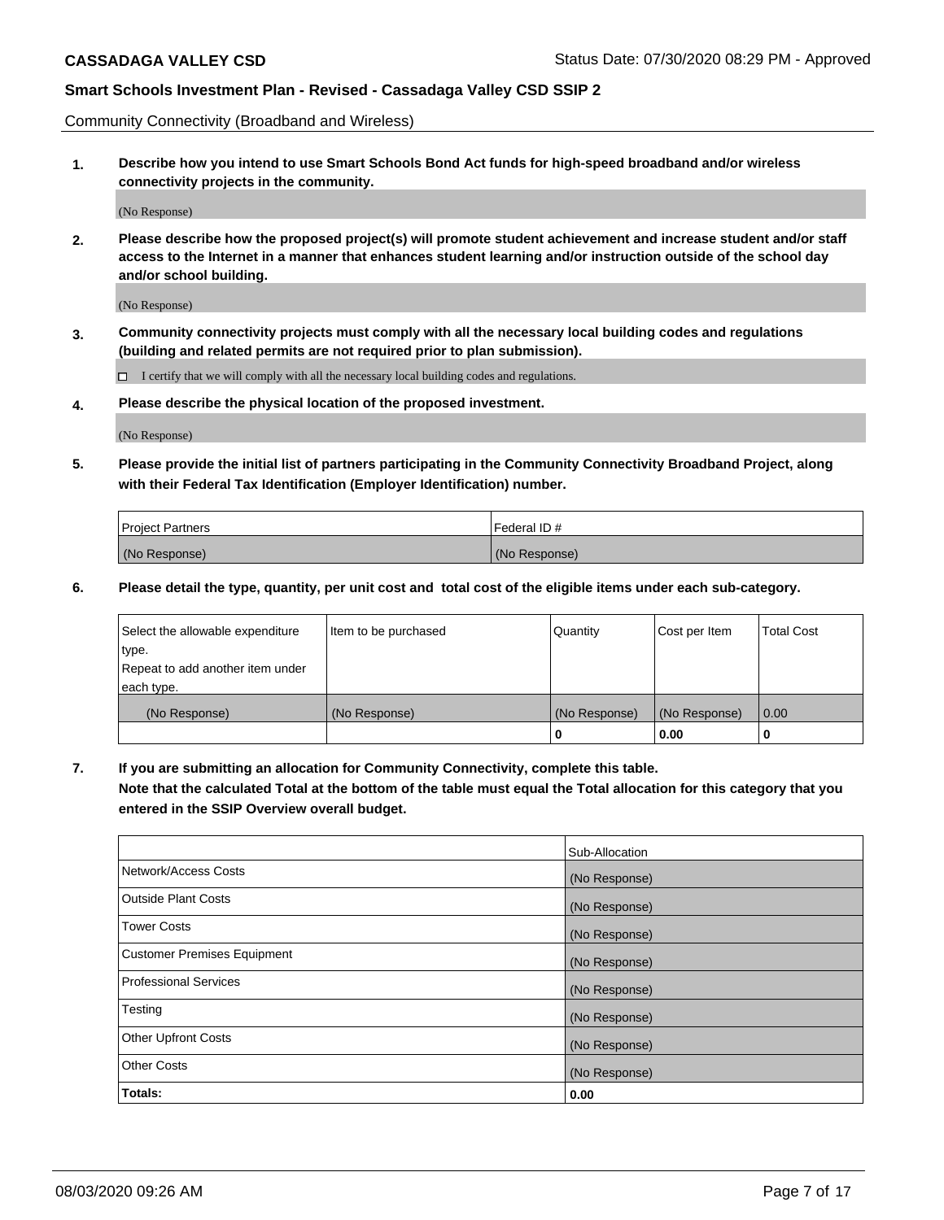Community Connectivity (Broadband and Wireless)

**1. Describe how you intend to use Smart Schools Bond Act funds for high-speed broadband and/or wireless connectivity projects in the community.**

(No Response)

**2. Please describe how the proposed project(s) will promote student achievement and increase student and/or staff access to the Internet in a manner that enhances student learning and/or instruction outside of the school day and/or school building.**

(No Response)

**3. Community connectivity projects must comply with all the necessary local building codes and regulations (building and related permits are not required prior to plan submission).**

☐ I certify that we will comply with all the necessary local building codes and regulations.

**4. Please describe the physical location of the proposed investment.**

(No Response)

**5. Please provide the initial list of partners participating in the Community Connectivity Broadband Project, along with their Federal Tax Identification (Employer Identification) number.**

| Project Partners | Federal ID # |
|---|---|
| (No Response) | (No Response) |

**6. Please detail the type, quantity, per unit cost and total cost of the eligible items under each sub-category.**

| Select the allowable expenditure type. Repeat to add another item under each type. | Item to be purchased | Quantity | Cost per Item | Total Cost |
|---|---|---|---|---|
| (No Response) | (No Response) | (No Response) | (No Response) | 0.00 |
| | | **0** | **0.00** | **0** |

**7. If you are submitting an allocation for Community Connectivity, complete this table. Note that the calculated Total at the bottom of the table must equal the Total allocation for this category that you entered in the SSIP Overview overall budget.**

| | Sub-Allocation |
|---|---|
| Network/Access Costs | (No Response) |
| Outside Plant Costs | (No Response) |
| Tower Costs | (No Response) |
| Customer Premises Equipment | (No Response) |
| Professional Services | (No Response) |
| Testing | (No Response) |
| Other Upfront Costs | (No Response) |
| Other Costs | (No Response) |
| **Totals:** | **0.00** |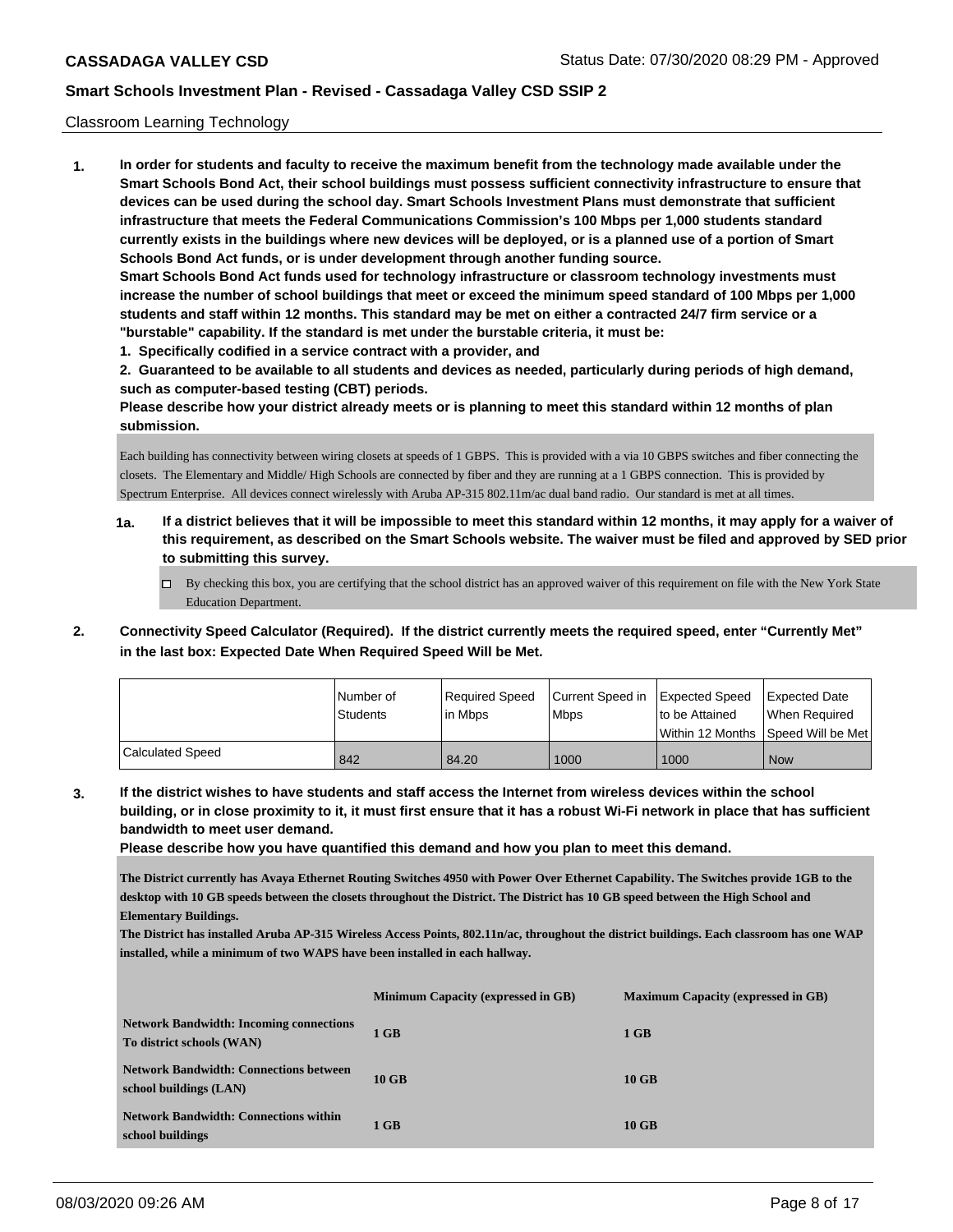Classroom Learning Technology

**1. In order for students and faculty to receive the maximum benefit from the technology made available under the Smart Schools Bond Act, their school buildings must possess sufficient connectivity infrastructure to ensure that devices can be used during the school day. Smart Schools Investment Plans must demonstrate that sufficient infrastructure that meets the Federal Communications Commission's 100 Mbps per 1,000 students standard currently exists in the buildings where new devices will be deployed, or is a planned use of a portion of Smart Schools Bond Act funds, or is under development through another funding source.**

**Smart Schools Bond Act funds used for technology infrastructure or classroom technology investments must increase the number of school buildings that meet or exceed the minimum speed standard of 100 Mbps per 1,000 students and staff within 12 months. This standard may be met on either a contracted 24/7 firm service or a "burstable" capability. If the standard is met under the burstable criteria, it must be:**

**1. Specifically codified in a service contract with a provider, and**

**2. Guaranteed to be available to all students and devices as needed, particularly during periods of high demand, such as computer-based testing (CBT) periods.**

**Please describe how your district already meets or is planning to meet this standard within 12 months of plan submission.**

Each building has connectivity between wiring closets at speeds of 1 GBPS. This is provided with a via 10 GBPS switches and fiber connecting the closets. The Elementary and Middle/ High Schools are connected by fiber and they are running at a 1 GBPS connection. This is provided by Spectrum Enterprise. All devices connect wirelessly with Aruba AP-315 802.11m/ac dual band radio. Our standard is met at all times.

**1a. If a district believes that it will be impossible to meet this standard within 12 months, it may apply for a waiver of this requirement, as described on the Smart Schools website. The waiver must be filed and approved by SED prior to submitting this survey.**

☐ By checking this box, you are certifying that the school district has an approved waiver of this requirement on file with the New York State Education Department.

**2. Connectivity Speed Calculator (Required). If the district currently meets the required speed, enter "Currently Met" in the last box: Expected Date When Required Speed Will be Met.**

| | Number of Students | Required Speed in Mbps | Current Speed in Mbps | Expected Speed to be Attained Within 12 Months | Expected Date When Required Speed Will be Met |
|---|---|---|---|---|---|
| Calculated Speed | 842 | 84.20 | 1000 | 1000 | Now |

**3. If the district wishes to have students and staff access the Internet from wireless devices within the school building, or in close proximity to it, it must first ensure that it has a robust Wi-Fi network in place that has sufficient bandwidth to meet user demand.**

**Please describe how you have quantified this demand and how you plan to meet this demand.**

**The District currently has Avaya Ethernet Routing Switches 4950 with Power Over Ethernet Capability. The Switches provide 1GB to the desktop with 10 GB speeds between the closets throughout the District. The District has 10 GB speed between the High School and Elementary Buildings.**

**The District has installed Aruba AP-315 Wireless Access Points, 802.11n/ac, throughout the district buildings. Each classroom has one WAP installed, while a minimum of two WAPS have been installed in each hallway.**

| | Minimum Capacity (expressed in GB) | Maximum Capacity (expressed in GB) |
|---|---|---|
| Network Bandwidth: Incoming connections To district schools (WAN) | 1 GB | 1 GB |
| Network Bandwidth: Connections between school buildings (LAN) | 10 GB | 10 GB |
| Network Bandwidth: Connections within school buildings | 1 GB | 10 GB |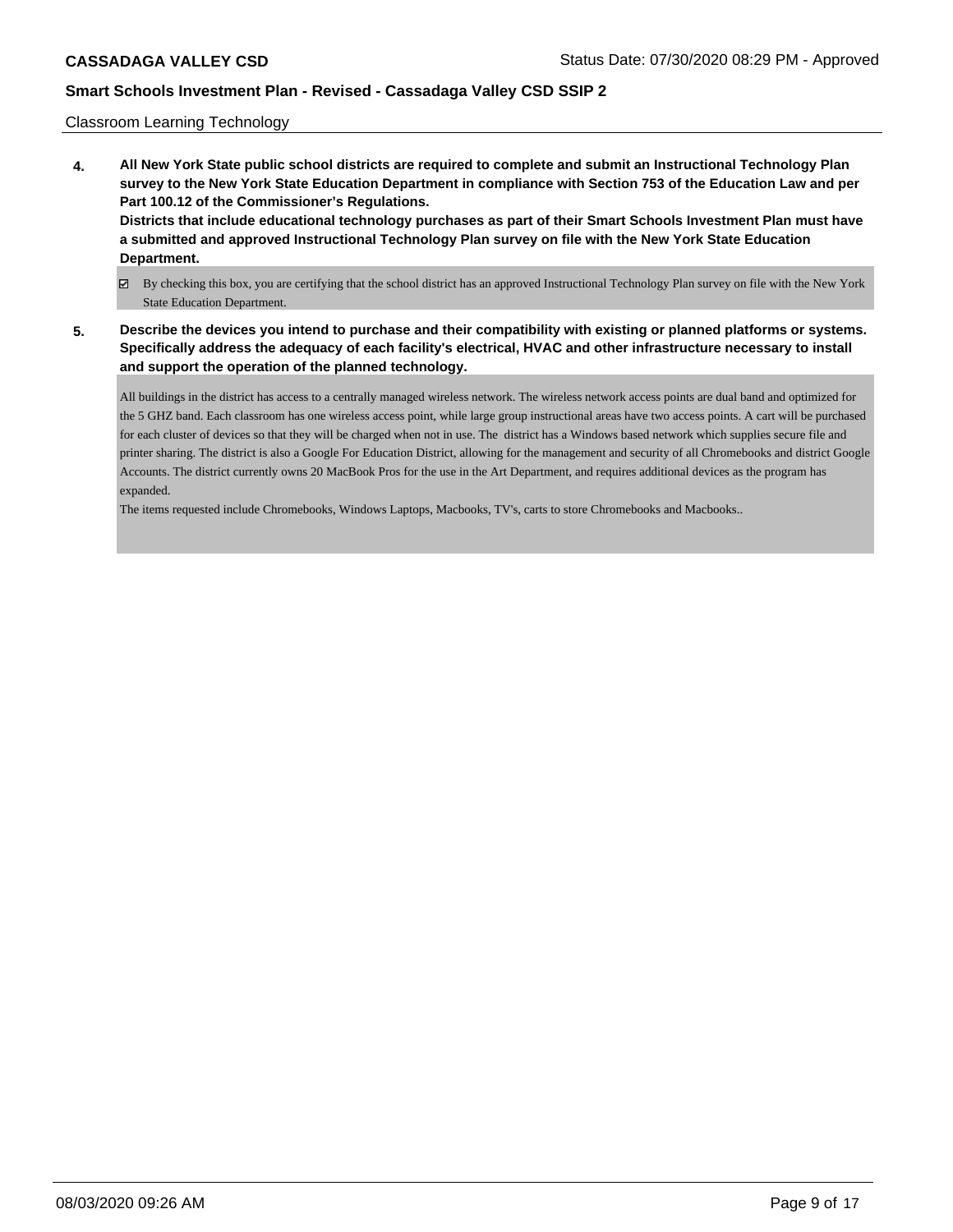Classroom Learning Technology

**4. All New York State public school districts are required to complete and submit an Instructional Technology Plan survey to the New York State Education Department in compliance with Section 753 of the Education Law and per Part 100.12 of the Commissioner's Regulations.**
**Districts that include educational technology purchases as part of their Smart Schools Investment Plan must have a submitted and approved Instructional Technology Plan survey on file with the New York State Education Department.**

☑ By checking this box, you are certifying that the school district has an approved Instructional Technology Plan survey on file with the New York State Education Department.

**5. Describe the devices you intend to purchase and their compatibility with existing or planned platforms or systems. Specifically address the adequacy of each facility's electrical, HVAC and other infrastructure necessary to install and support the operation of the planned technology.**

All buildings in the district has access to a centrally managed wireless network. The wireless network access points are dual band and optimized for the 5 GHZ band. Each classroom has one wireless access point, while large group instructional areas have two access points. A cart will be purchased for each cluster of devices so that they will be charged when not in use. The district has a Windows based network which supplies secure file and printer sharing. The district is also a Google For Education District, allowing for the management and security of all Chromebooks and district Google Accounts. The district currently owns 20 MacBook Pros for the use in the Art Department, and requires additional devices as the program has expanded.

The items requested include Chromebooks, Windows Laptops, Macbooks, TV's, carts to store Chromebooks and Macbooks..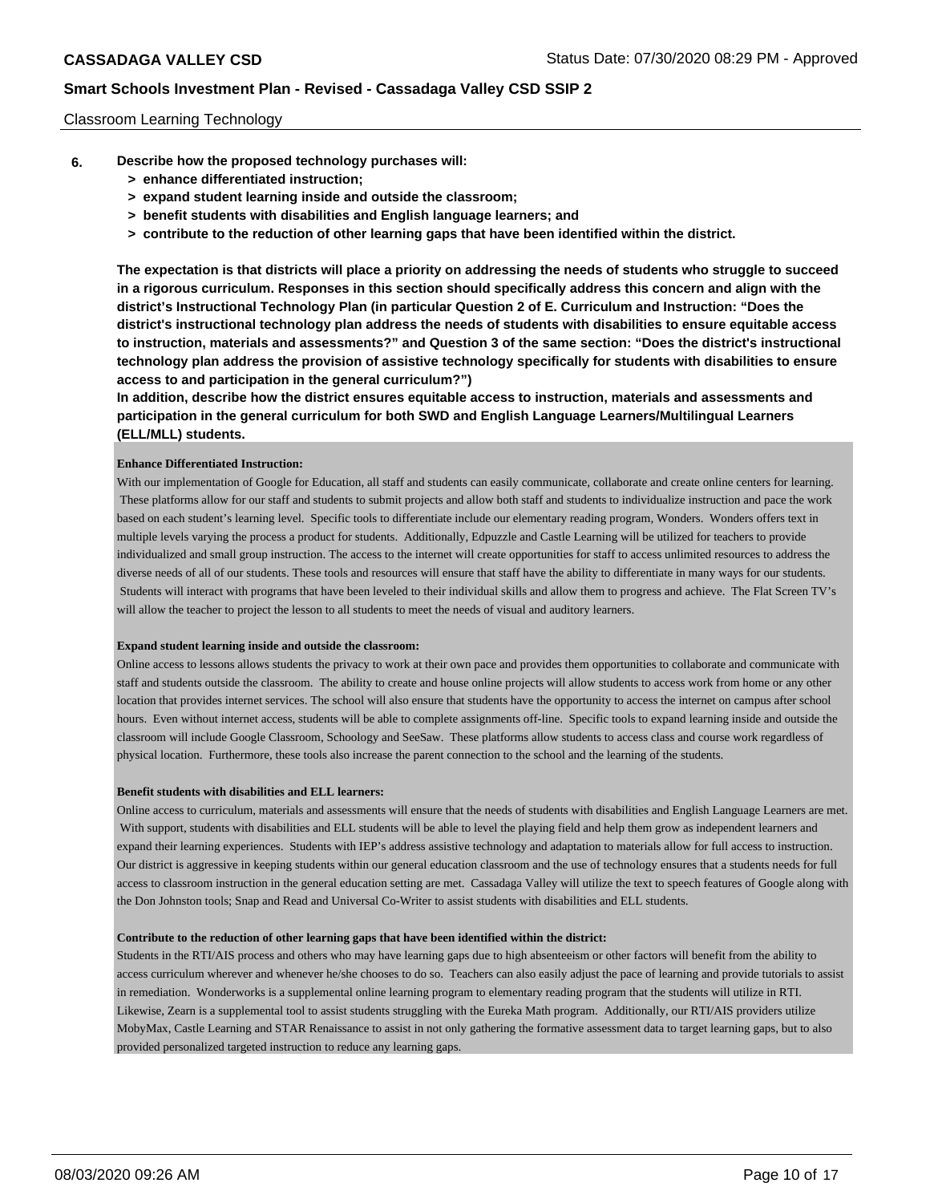Classroom Learning Technology

**6. Describe how the proposed technology purchases will:**

- **> enhance differentiated instruction;**
- **> expand student learning inside and outside the classroom;**
- **> benefit students with disabilities and English language learners; and**
- **> contribute to the reduction of other learning gaps that have been identified within the district.**

**The expectation is that districts will place a priority on addressing the needs of students who struggle to succeed in a rigorous curriculum. Responses in this section should specifically address this concern and align with the district's Instructional Technology Plan (in particular Question 2 of E. Curriculum and Instruction: "Does the district's instructional technology plan address the needs of students with disabilities to ensure equitable access to instruction, materials and assessments?" and Question 3 of the same section: "Does the district's instructional technology plan address the provision of assistive technology specifically for students with disabilities to ensure access to and participation in the general curriculum?")**

**In addition, describe how the district ensures equitable access to instruction, materials and assessments and participation in the general curriculum for both SWD and English Language Learners/Multilingual Learners (ELL/MLL) students.**

**Enhance Differentiated Instruction:**

With our implementation of Google for Education, all staff and students can easily communicate, collaborate and create online centers for learning. These platforms allow for our staff and students to submit projects and allow both staff and students to individualize instruction and pace the work based on each student's learning level. Specific tools to differentiate include our elementary reading program, Wonders. Wonders offers text in multiple levels varying the process a product for students. Additionally, Edpuzzle and Castle Learning will be utilized for teachers to provide individualized and small group instruction. The access to the internet will create opportunities for staff to access unlimited resources to address the diverse needs of all of our students. These tools and resources will ensure that staff have the ability to differentiate in many ways for our students. Students will interact with programs that have been leveled to their individual skills and allow them to progress and achieve. The Flat Screen TV's will allow the teacher to project the lesson to all students to meet the needs of visual and auditory learners.

**Expand student learning inside and outside the classroom:**

Online access to lessons allows students the privacy to work at their own pace and provides them opportunities to collaborate and communicate with staff and students outside the classroom. The ability to create and house online projects will allow students to access work from home or any other location that provides internet services. The school will also ensure that students have the opportunity to access the internet on campus after school hours. Even without internet access, students will be able to complete assignments off-line. Specific tools to expand learning inside and outside the classroom will include Google Classroom, Schoology and SeeSaw. These platforms allow students to access class and course work regardless of physical location. Furthermore, these tools also increase the parent connection to the school and the learning of the students.

**Benefit students with disabilities and ELL learners:**

Online access to curriculum, materials and assessments will ensure that the needs of students with disabilities and English Language Learners are met. With support, students with disabilities and ELL students will be able to level the playing field and help them grow as independent learners and expand their learning experiences. Students with IEP's address assistive technology and adaptation to materials allow for full access to instruction. Our district is aggressive in keeping students within our general education classroom and the use of technology ensures that a students needs for full access to classroom instruction in the general education setting are met. Cassadaga Valley will utilize the text to speech features of Google along with the Don Johnston tools; Snap and Read and Universal Co-Writer to assist students with disabilities and ELL students.

**Contribute to the reduction of other learning gaps that have been identified within the district:**

Students in the RTI/AIS process and others who may have learning gaps due to high absenteeism or other factors will benefit from the ability to access curriculum wherever and whenever he/she chooses to do so. Teachers can also easily adjust the pace of learning and provide tutorials to assist in remediation. Wonderworks is a supplemental online learning program to elementary reading program that the students will utilize in RTI. Likewise, Zearn is a supplemental tool to assist students struggling with the Eureka Math program. Additionally, our RTI/AIS providers utilize MobyMax, Castle Learning and STAR Renaissance to assist in not only gathering the formative assessment data to target learning gaps, but to also provided personalized targeted instruction to reduce any learning gaps.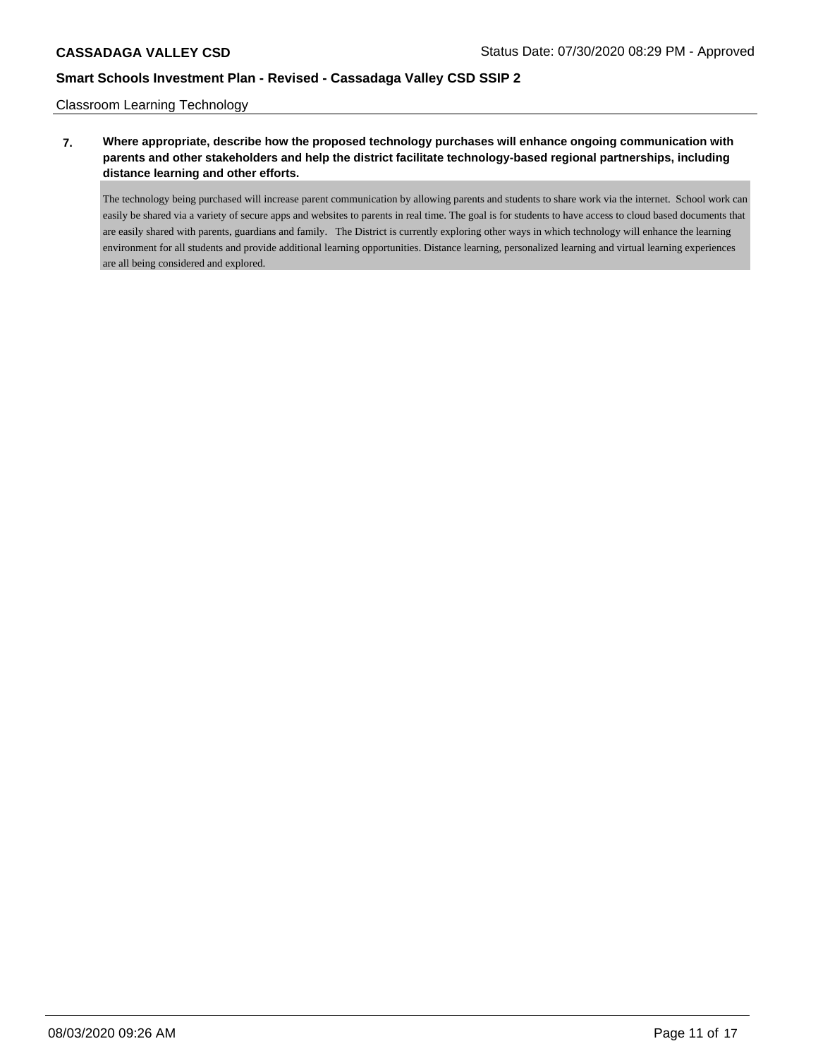Classroom Learning Technology

**7. Where appropriate, describe how the proposed technology purchases will enhance ongoing communication with parents and other stakeholders and help the district facilitate technology-based regional partnerships, including distance learning and other efforts.**

The technology being purchased will increase parent communication by allowing parents and students to share work via the internet. School work can easily be shared via a variety of secure apps and websites to parents in real time. The goal is for students to have access to cloud based documents that are easily shared with parents, guardians and family. The District is currently exploring other ways in which technology will enhance the learning environment for all students and provide additional learning opportunities. Distance learning, personalized learning and virtual learning experiences are all being considered and explored.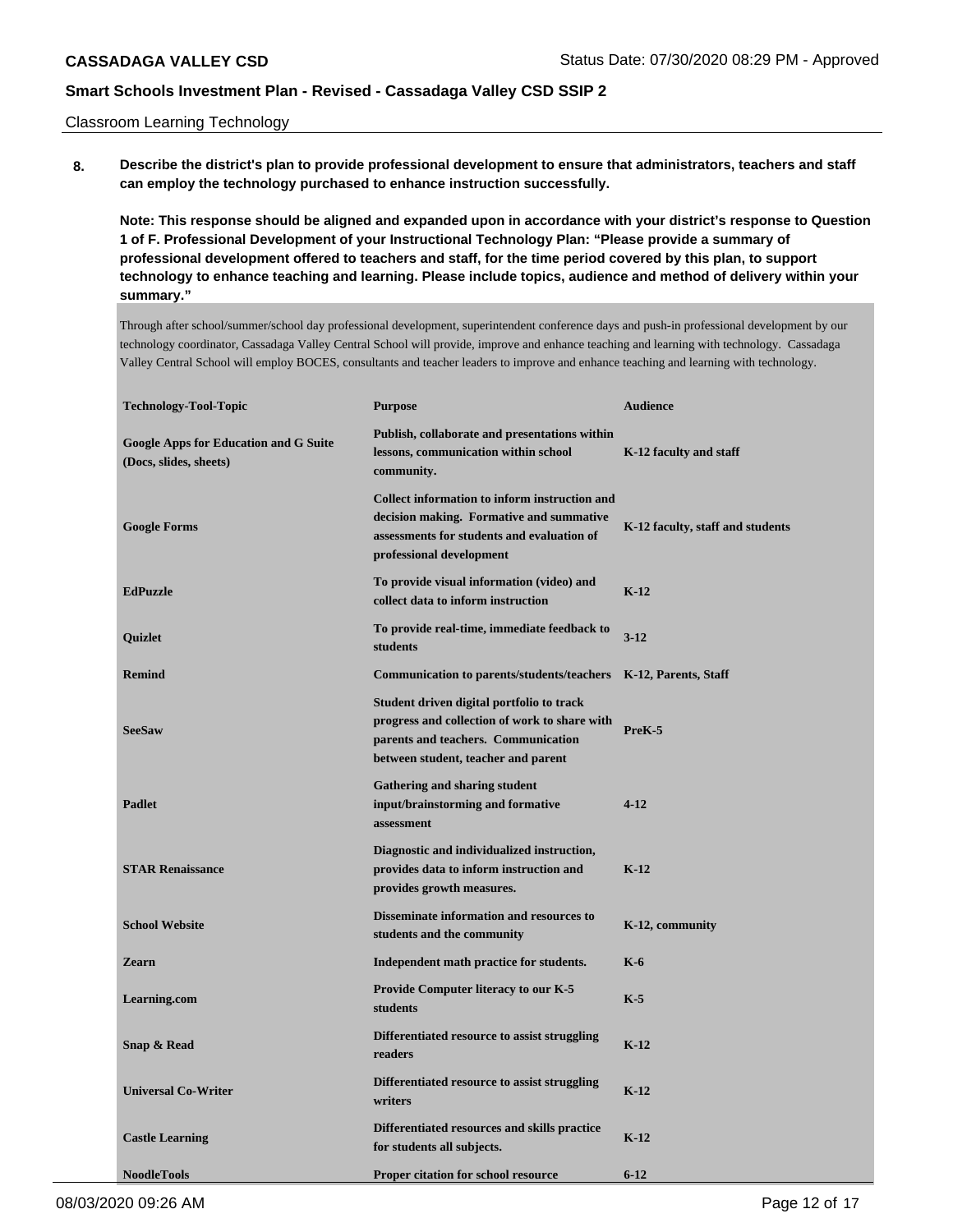Classroom Learning Technology

**8. Describe the district's plan to provide professional development to ensure that administrators, teachers and staff can employ the technology purchased to enhance instruction successfully.**

**Note: This response should be aligned and expanded upon in accordance with your district's response to Question 1 of F. Professional Development of your Instructional Technology Plan: "Please provide a summary of professional development offered to teachers and staff, for the time period covered by this plan, to support technology to enhance teaching and learning. Please include topics, audience and method of delivery within your summary."**

Through after school/summer/school day professional development, superintendent conference days and push-in professional development by our technology coordinator, Cassadaga Valley Central School will provide, improve and enhance teaching and learning with technology. Cassadaga Valley Central School will employ BOCES, consultants and teacher leaders to improve and enhance teaching and learning with technology.

| Technology-Tool-Topic | Purpose | Audience |
|---|---|---|
| Google Apps for Education and G Suite (Docs, slides, sheets) | Publish, collaborate and presentations within lessons, communication within school community. | K-12 faculty and staff |
| Google Forms | Collect information to inform instruction and decision making. Formative and summative assessments for students and evaluation of professional development | K-12 faculty, staff and students |
| EdPuzzle | To provide visual information (video) and collect data to inform instruction | K-12 |
| Quizlet | To provide real-time, immediate feedback to students | 3-12 |
| Remind | Communication to parents/students/teachers | K-12, Parents, Staff |
| SeeSaw | Student driven digital portfolio to track progress and collection of work to share with parents and teachers. Communication between student, teacher and parent | PreK-5 |
| Padlet | Gathering and sharing student input/brainstorming and formative assessment | 4-12 |
| STAR Renaissance | Diagnostic and individualized instruction, provides data to inform instruction and provides growth measures. | K-12 |
| School Website | Disseminate information and resources to students and the community | K-12, community |
| Zearn | Independent math practice for students. | K-6 |
| Learning.com | Provide Computer literacy to our K-5 students | K-5 |
| Snap & Read | Differentiated resource to assist struggling readers | K-12 |
| Universal Co-Writer | Differentiated resource to assist struggling writers | K-12 |
| Castle Learning | Differentiated resources and skills practice for students all subjects. | K-12 |
| NoodleTools | Proper citation for school resource | 6-12 |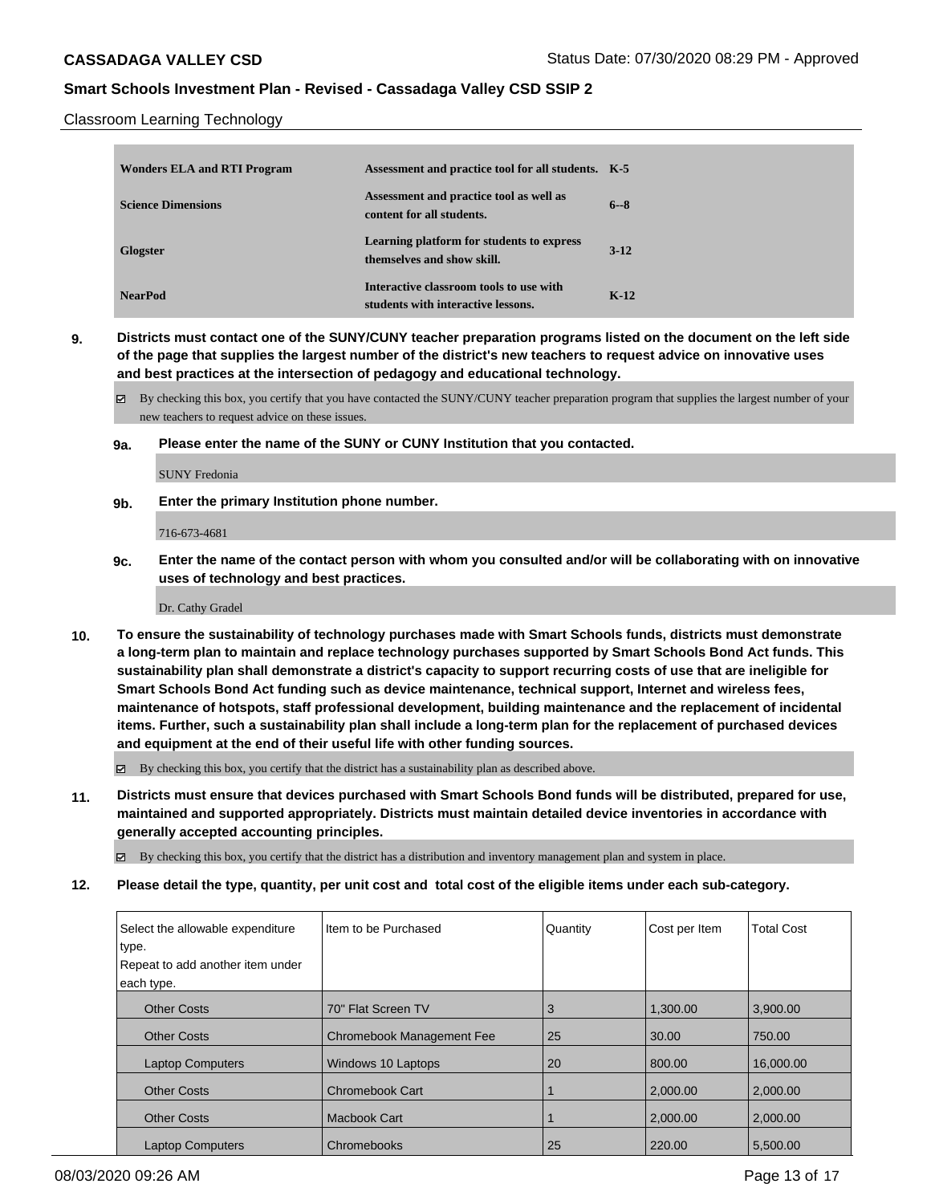Classroom Learning Technology

| Wonders ELA and RTI Program | Assessment and practice tool for all students. | K-5 |
|---|---|---|
| Science Dimensions | Assessment and practice tool as well as content for all students. | 6--8 |
| Glogster | Learning platform for students to express themselves and show skill. | 3-12 |
| NearPod | Interactive classroom tools to use with students with interactive lessons. | K-12 |

**9. Districts must contact one of the SUNY/CUNY teacher preparation programs listed on the document on the left side of the page that supplies the largest number of the district's new teachers to request advice on innovative uses and best practices at the intersection of pedagogy and educational technology.**

☑ By checking this box, you certify that you have contacted the SUNY/CUNY teacher preparation program that supplies the largest number of your new teachers to request advice on these issues.

**9a. Please enter the name of the SUNY or CUNY Institution that you contacted.**

SUNY Fredonia

**9b. Enter the primary Institution phone number.**

716-673-4681

**9c. Enter the name of the contact person with whom you consulted and/or will be collaborating with on innovative uses of technology and best practices.**

Dr. Cathy Gradel

**10. To ensure the sustainability of technology purchases made with Smart Schools funds, districts must demonstrate a long-term plan to maintain and replace technology purchases supported by Smart Schools Bond Act funds. This sustainability plan shall demonstrate a district's capacity to support recurring costs of use that are ineligible for Smart Schools Bond Act funding such as device maintenance, technical support, Internet and wireless fees, maintenance of hotspots, staff professional development, building maintenance and the replacement of incidental items. Further, such a sustainability plan shall include a long-term plan for the replacement of purchased devices and equipment at the end of their useful life with other funding sources.**

☑ By checking this box, you certify that the district has a sustainability plan as described above.

**11. Districts must ensure that devices purchased with Smart Schools Bond funds will be distributed, prepared for use, maintained and supported appropriately. Districts must maintain detailed device inventories in accordance with generally accepted accounting principles.**

☑ By checking this box, you certify that the district has a distribution and inventory management plan and system in place.

**12. Please detail the type, quantity, per unit cost and total cost of the eligible items under each sub-category.**

| Select the allowable expenditure type. Repeat to add another item under each type. | Item to be Purchased | Quantity | Cost per Item | Total Cost |
|---|---|---|---|---|
| Other Costs | 70" Flat Screen TV | 3 | 1,300.00 | 3,900.00 |
| Other Costs | Chromebook Management Fee | 25 | 30.00 | 750.00 |
| Laptop Computers | Windows 10 Laptops | 20 | 800.00 | 16,000.00 |
| Other Costs | Chromebook Cart | 1 | 2,000.00 | 2,000.00 |
| Other Costs | Macbook Cart | 1 | 2,000.00 | 2,000.00 |
| Laptop Computers | Chromebooks | 25 | 220.00 | 5,500.00 |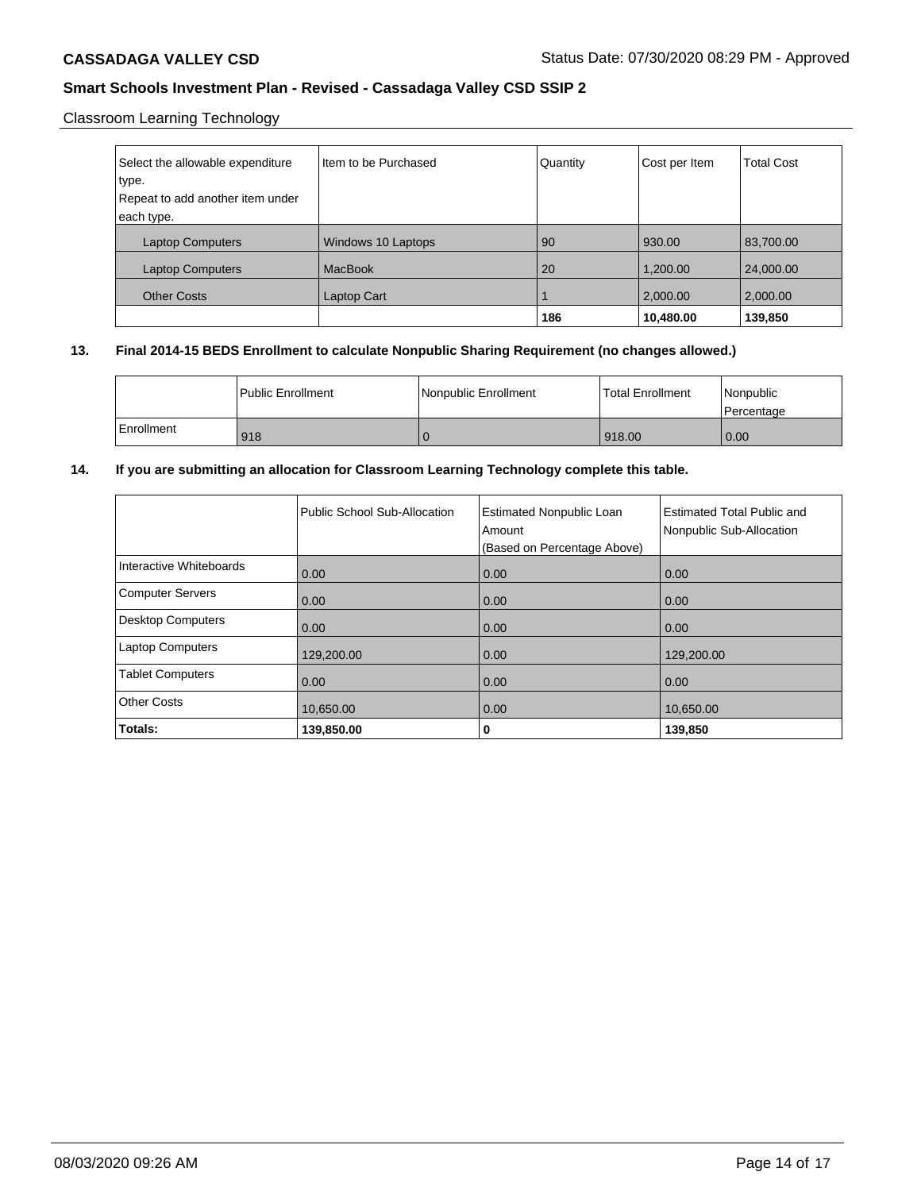Classroom Learning Technology

| Select the allowable expenditure type. Repeat to add another item under each type. | Item to be Purchased | Quantity | Cost per Item | Total Cost |
|---|---|---|---|---|
| Laptop Computers | Windows 10 Laptops | 90 | 930.00 | 83,700.00 |
| Laptop Computers | MacBook | 20 | 1,200.00 | 24,000.00 |
| Other Costs | Laptop Cart | 1 | 2,000.00 | 2,000.00 |
| | | **186** | **10,480.00** | **139,850** |

**13. Final 2014-15 BEDS Enrollment to calculate Nonpublic Sharing Requirement (no changes allowed.)**

| | Public Enrollment | Nonpublic Enrollment | Total Enrollment | Nonpublic Percentage |
|---|---|---|---|---|
| Enrollment | 918 | 0 | 918.00 | 0.00 |

**14. If you are submitting an allocation for Classroom Learning Technology complete this table.**

| | Public School Sub-Allocation | Estimated Nonpublic Loan Amount (Based on Percentage Above) | Estimated Total Public and Nonpublic Sub-Allocation |
|---|---|---|---|
| Interactive Whiteboards | 0.00 | 0.00 | 0.00 |
| Computer Servers | 0.00 | 0.00 | 0.00 |
| Desktop Computers | 0.00 | 0.00 | 0.00 |
| Laptop Computers | 129,200.00 | 0.00 | 129,200.00 |
| Tablet Computers | 0.00 | 0.00 | 0.00 |
| Other Costs | 10,650.00 | 0.00 | 10,650.00 |
| **Totals:** | **139,850.00** | **0** | **139,850** |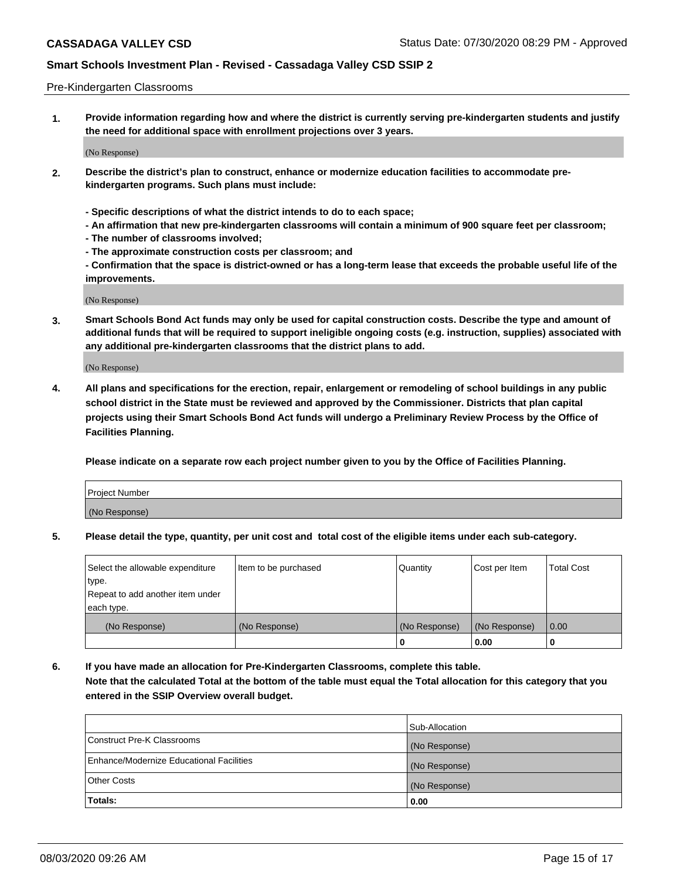Pre-Kindergarten Classrooms

**1. Provide information regarding how and where the district is currently serving pre-kindergarten students and justify the need for additional space with enrollment projections over 3 years.**

(No Response)

**2. Describe the district's plan to construct, enhance or modernize education facilities to accommodate pre-kindergarten programs. Such plans must include:**

**- Specific descriptions of what the district intends to do to each space;**
**- An affirmation that new pre-kindergarten classrooms will contain a minimum of 900 square feet per classroom;**
**- The number of classrooms involved;**
**- The approximate construction costs per classroom; and**
**- Confirmation that the space is district-owned or has a long-term lease that exceeds the probable useful life of the improvements.**

(No Response)

**3. Smart Schools Bond Act funds may only be used for capital construction costs. Describe the type and amount of additional funds that will be required to support ineligible ongoing costs (e.g. instruction, supplies) associated with any additional pre-kindergarten classrooms that the district plans to add.**

(No Response)

**4. All plans and specifications for the erection, repair, enlargement or remodeling of school buildings in any public school district in the State must be reviewed and approved by the Commissioner. Districts that plan capital projects using their Smart Schools Bond Act funds will undergo a Preliminary Review Process by the Office of Facilities Planning.**

**Please indicate on a separate row each project number given to you by the Office of Facilities Planning.**

| Project Number |
| --- |
| (No Response) |

**5. Please detail the type, quantity, per unit cost and total cost of the eligible items under each sub-category.**

| Select the allowable expenditure type. Repeat to add another item under each type. | Item to be purchased | Quantity | Cost per Item | Total Cost |
| --- | --- | --- | --- | --- |
| (No Response) | (No Response) | (No Response) | (No Response) | 0.00 |
| | | 0 | 0.00 | 0 |

**6. If you have made an allocation for Pre-Kindergarten Classrooms, complete this table. Note that the calculated Total at the bottom of the table must equal the Total allocation for this category that you entered in the SSIP Overview overall budget.**

| | Sub-Allocation |
| --- | --- |
| Construct Pre-K Classrooms | (No Response) |
| Enhance/Modernize Educational Facilities | (No Response) |
| Other Costs | (No Response) |
| **Totals:** | **0.00** |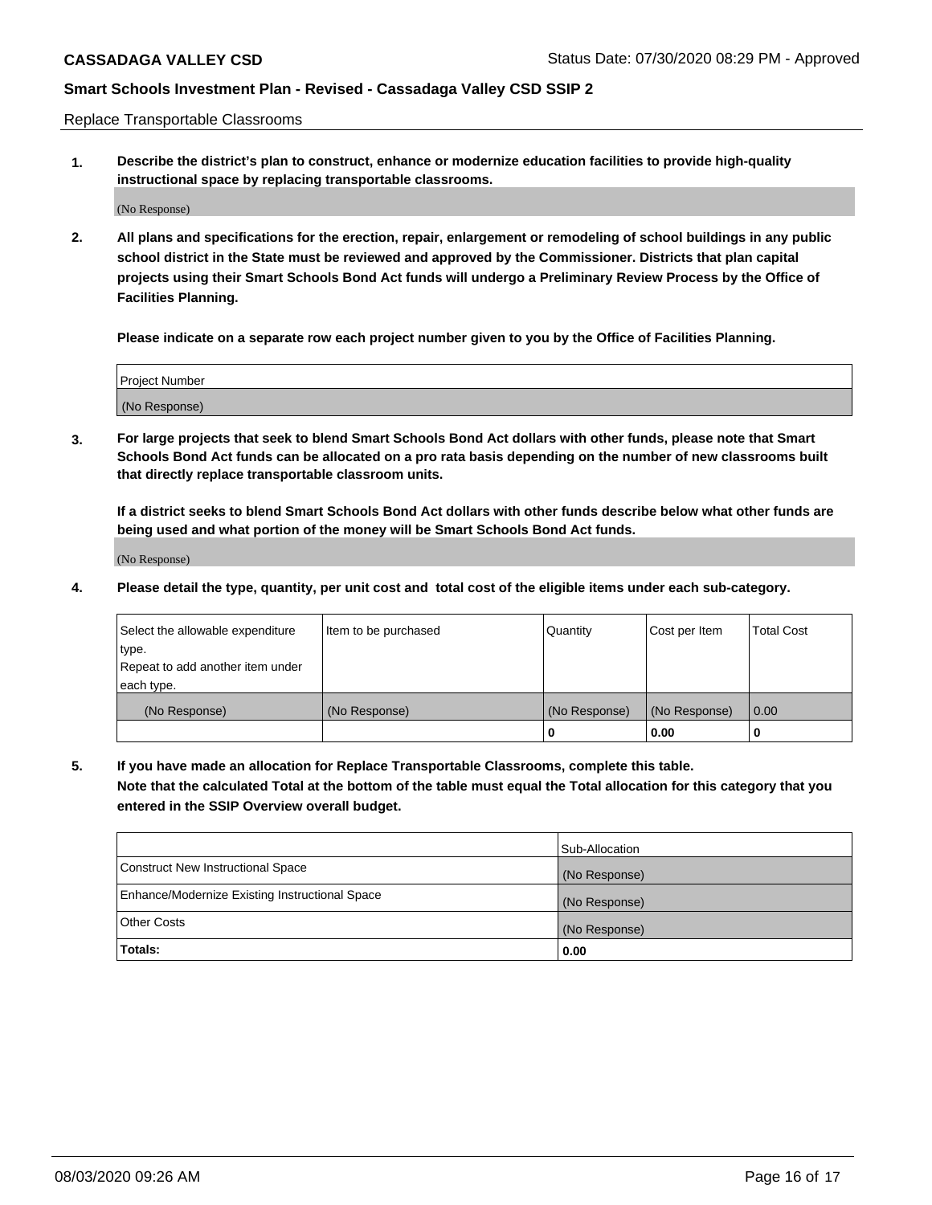Replace Transportable Classrooms

1. **Describe the district's plan to construct, enhance or modernize education facilities to provide high-quality instructional space by replacing transportable classrooms.**

(No Response)

2. **All plans and specifications for the erection, repair, enlargement or remodeling of school buildings in any public school district in the State must be reviewed and approved by the Commissioner. Districts that plan capital projects using their Smart Schools Bond Act funds will undergo a Preliminary Review Process by the Office of Facilities Planning.**

**Please indicate on a separate row each project number given to you by the Office of Facilities Planning.**

| Project Number |
|---|
| (No Response) |

3. **For large projects that seek to blend Smart Schools Bond Act dollars with other funds, please note that Smart Schools Bond Act funds can be allocated on a pro rata basis depending on the number of new classrooms built that directly replace transportable classroom units.**

**If a district seeks to blend Smart Schools Bond Act dollars with other funds describe below what other funds are being used and what portion of the money will be Smart Schools Bond Act funds.**

(No Response)

4. **Please detail the type, quantity, per unit cost and total cost of the eligible items under each sub-category.**

| Select the allowable expenditure type. Repeat to add another item under each type. | Item to be purchased | Quantity | Cost per Item | Total Cost |
|---|---|---|---|---|
| (No Response) | (No Response) | (No Response) | (No Response) | 0.00 |
| | | 0 | 0.00 | 0 |

5. **If you have made an allocation for Replace Transportable Classrooms, complete this table. Note that the calculated Total at the bottom of the table must equal the Total allocation for this category that you entered in the SSIP Overview overall budget.**

| | Sub-Allocation |
|---|---|
| Construct New Instructional Space | (No Response) |
| Enhance/Modernize Existing Instructional Space | (No Response) |
| Other Costs | (No Response) |
| **Totals:** | **0.00** |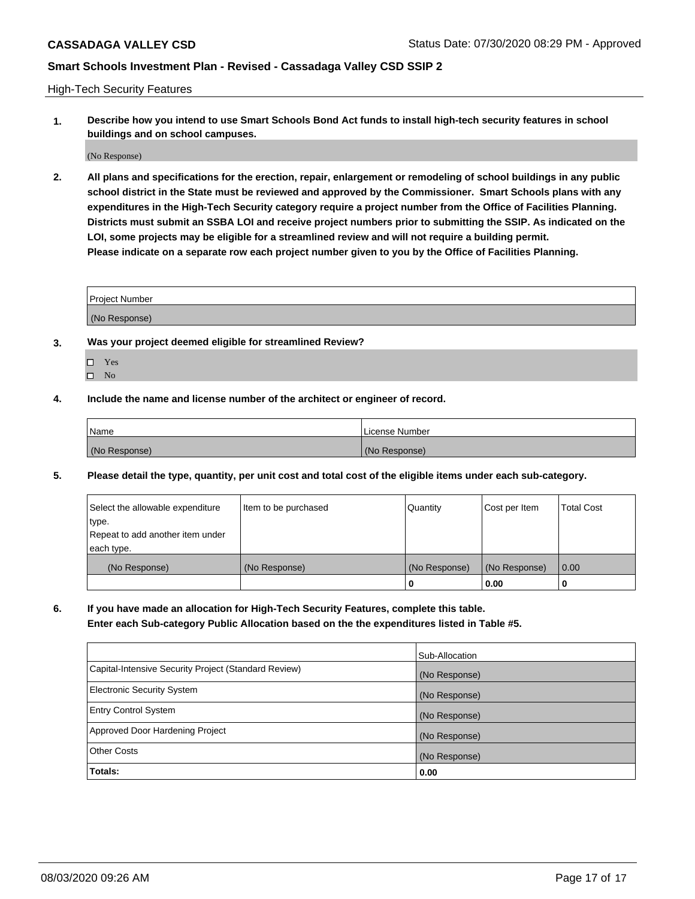## High-Tech Security Features

**1. Describe how you intend to use Smart Schools Bond Act funds to install high-tech security features in school buildings and on school campuses.**

(No Response)

**2. All plans and specifications for the erection, repair, enlargement or remodeling of school buildings in any public school district in the State must be reviewed and approved by the Commissioner. Smart Schools plans with any expenditures in the High-Tech Security category require a project number from the Office of Facilities Planning. Districts must submit an SSBA LOI and receive project numbers prior to submitting the SSIP. As indicated on the LOI, some projects may be eligible for a streamlined review and will not require a building permit. Please indicate on a separate row each project number given to you by the Office of Facilities Planning.**

| Project Number |
| --- |
| (No Response) |

**3. Was your project deemed eligible for streamlined Review?**

- ☐ Yes
- ☐ No

**4. Include the name and license number of the architect or engineer of record.**

| Name | License Number |
| --- | --- |
| (No Response) | (No Response) |

**5. Please detail the type, quantity, per unit cost and total cost of the eligible items under each sub-category.**

| Select the allowable expenditure type. Repeat to add another item under each type. | Item to be purchased | Quantity | Cost per Item | Total Cost |
| --- | --- | --- | --- | --- |
| (No Response) | (No Response) | (No Response) | (No Response) | 0.00 |
| | | 0 | 0.00 | 0 |

**6. If you have made an allocation for High-Tech Security Features, complete this table. Enter each Sub-category Public Allocation based on the the expenditures listed in Table #5.**

| | Sub-Allocation |
| --- | --- |
| Capital-Intensive Security Project (Standard Review) | (No Response) |
| Electronic Security System | (No Response) |
| Entry Control System | (No Response) |
| Approved Door Hardening Project | (No Response) |
| Other Costs | (No Response) |
| **Totals:** | **0.00** |